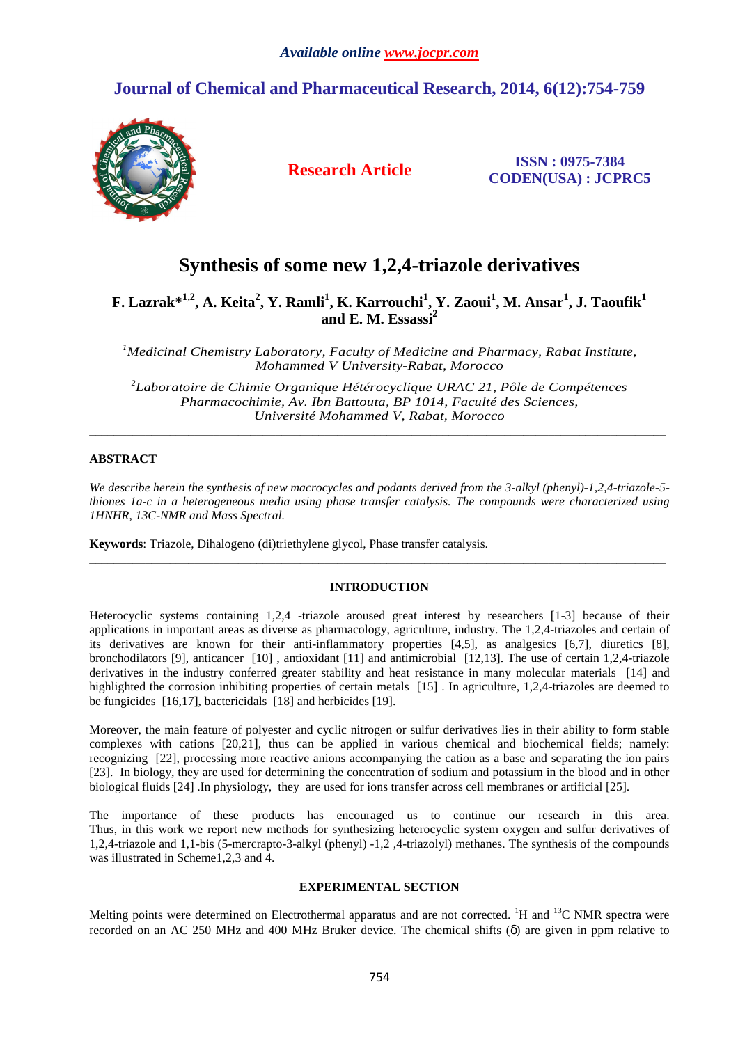# Synthesis of some new 1,2,4-triazole derivatives

**F. Lazrak*[1,2], A. Keita[2], Y. Ramli[1], K. Karrouchi[1], Y. Zaoui[1], M. Ansar[1], J. Taoufik[1] and E. M. Essassi[2]**

[1] *Medicinal Chemistry Laboratory, Faculty of Medicine and Pharmacy, Rabat Institute, Mohammed V University-Rabat, Morocco*

[2] *Laboratoire de Chimie Organique Hétérocyclique URAC 21, Pôle de Compétences Pharmacochimie, Av. Ibn Battouta, BP 1014, Faculté des Sciences, Université Mohammed V, Rabat, Morocco*

---

## ABSTRACT

*We describe herein the synthesis of new macrocycles and podants derived from the 3-alkyl (phenyl)-1,2,4-triazole-5-thiones 1a-c in a heterogeneous media using phase transfer catalysis. The compounds were characterized using 1HNHR, 13C-NMR and Mass Spectral.*

**Keywords**: Triazole, Dihalogeno (di)triethylene glycol, Phase transfer catalysis.

---

## INTRODUCTION

Heterocyclic systems containing 1,2,4 -triazole aroused great interest by researchers [1-3] because of their applications in important areas as diverse as pharmacology, agriculture, industry. The 1,2,4-triazoles and certain of its derivatives are known for their anti-inflammatory properties [4,5], as analgesics [6,7], diuretics [8], bronchodilators [9], anticancer [10] , antioxidant [11] and antimicrobial [12,13]. The use of certain 1,2,4-triazole derivatives in the industry conferred greater stability and heat resistance in many molecular materials [14] and highlighted the corrosion inhibiting properties of certain metals [15] . In agriculture, 1,2,4-triazoles are deemed to be fungicides [16,17], bactericidals [18] and herbicides [19].

Moreover, the main feature of polyester and cyclic nitrogen or sulfur derivatives lies in their ability to form stable complexes with cations [20,21], thus can be applied in various chemical and biochemical fields; namely: recognizing [22], processing more reactive anions accompanying the cation as a base and separating the ion pairs [23]. In biology, they are used for determining the concentration of sodium and potassium in the blood and in other biological fluids [24] .In physiology, they are used for ions transfer across cell membranes or artificial [25].

The importance of these products has encouraged us to continue our research in this area. Thus, in this work we report new methods for synthesizing heterocyclic system oxygen and sulfur derivatives of 1,2,4-triazole and 1,1-bis (5-mercrapto-3-alkyl (phenyl) -1,2 ,4-triazolyl) methanes. The synthesis of the compounds was illustrated in Scheme1,2,3 and 4.

## EXPERIMENTAL SECTION

Melting points were determined on Electrothermal apparatus and are not corrected. $^{1}H$ and $^{13}C$ NMR spectra were recorded on an AC 250 MHz and 400 MHz Bruker device. The chemical shifts (δ) are given in ppm relative to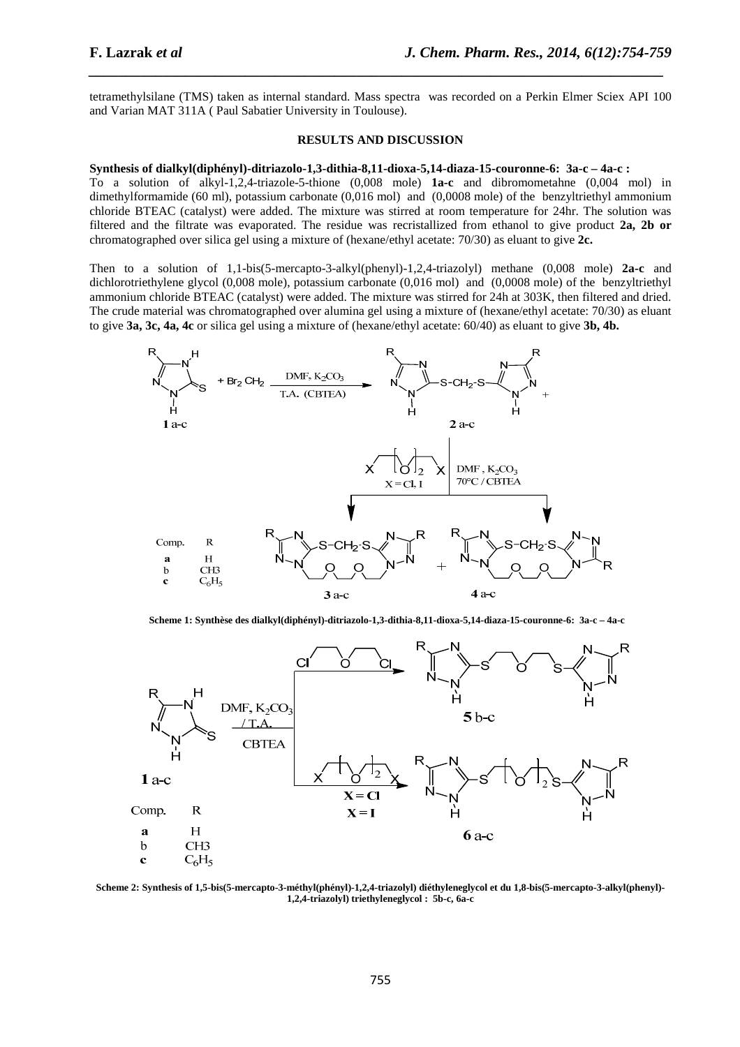tetramethylsilane (TMS) taken as internal standard. Mass spectra was recorded on a Perkin Elmer Sciex API 100 and Varian MAT 311A ( Paul Sabatier University in Toulouse).

## RESULTS AND DISCUSSION

**Synthesis of dialkyl(diphényl)-ditriazolo-1,3-dithia-8,11-dioxa-5,14-diaza-15-couronne-6: 3a-c – 4a-c :**

To a solution of alkyl-1,2,4-triazole-5-thione (0,008 mole) **1a-c** and dibromometahne (0,004 mol) in dimethylformamide (60 ml), potassium carbonate (0,016 mol) and (0,0008 mole) of the benzyltriethyl ammonium chloride BTEAC (catalyst) were added. The mixture was stirred at room temperature for 24hr. The solution was filtered and the filtrate was evaporated. The residue was recristallized from ethanol to give product **2a, 2b or** chromatographed over silica gel using a mixture of (hexane/ethyl acetate: 70/30) as eluant to give **2c.**

Then to a solution of 1,1-bis(5-mercapto-3-alkyl(phenyl)-1,2,4-triazolyl) methane (0,008 mole) **2a-c** and dichlorotriethylene glycol (0,008 mole), potassium carbonate (0,016 mol) and (0,0008 mole) of the benzyltriethyl ammonium chloride BTEAC (catalyst) were added. The mixture was stirred for 24h at 303K, then filtered and dried. The crude material was chromatographed over alumina gel using a mixture of (hexane/ethyl acetate: 70/30) as eluant to give **3a, 3c, 4a, 4c** or silica gel using a mixture of (hexane/ethyl acetate: 60/40) as eluant to give **3b, 4b.**

**Scheme 1: Synthèse des dialkyl(diphényl)-ditriazolo-1,3-dithia-8,11-dioxa-5,14-diaza-15-couronne-6: 3a-c – 4a-c**

**Scheme 2: Synthesis of 1,5-bis(5-mercapto-3-méthyl(phényl)-1,2,4-triazolyl) diéthyleneglycol et du 1,8-bis(5-mercapto-3-alkyl(phenyl)-1,2,4-triazolyl) triethyleneglycol : 5b-c, 6a-c**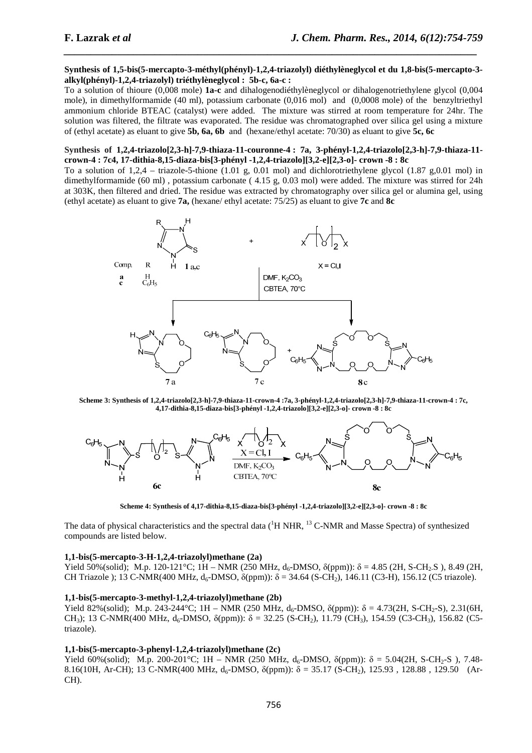**Synthesis of 1,5-bis(5-mercapto-3-méthyl(phényl)-1,2,4-triazolyl) diéthylèneglycol et du 1,8-bis(5-mercapto-3-alkyl(phényl)-1,2,4-triazolyl) triéthylèneglycol : 5b-c, 6a-c :**

To a solution of thioure (0,008 mole) **1a-c** and dihalogenodiéthylèneglycol or dihalogenotriethylene glycol (0,004 mole), in dimethylformamide (40 ml), potassium carbonate (0,016 mol) and (0,0008 mole) of the benzyltriethyl ammonium chloride BTEAC (catalyst) were added. The mixture was stirred at room temperature for 24hr. The solution was filtered, the filtrate was evaporated. The residue was chromatographed over silica gel using a mixture of (ethyl acetate) as eluant to give **5b, 6a, 6b** and (hexane/ethyl acetate: 70/30) as eluant to give **5c, 6c**

**Synthesis of 1,2,4-triazolo[2,3-h]-7,9-thiaza-11-couronne-4 : 7a, 3-phényl-1,2,4-triazolo[2,3-h]-7,9-thiaza-11-crown-4 : 7c4, 17-dithia-8,15-diaza-bis[3-phényl -1,2,4-triazolo][3,2-e][2,3-o]- crown -8 : 8c**

To a solution of 1,2,4 – triazole-5-thione (1.01 g, 0.01 mol) and dichlorotriethylene glycol (1.87 g,0.01 mol) in dimethylformamide (60 ml) , potassium carbonate ( 4.15 g, 0.03 mol) were added. The mixture was stirred for 24h at 303K, then filtered and dried. The residue was extracted by chromatography over silica gel or alumina gel, using (ethyl acetate) as eluant to give **7a,** (hexane/ ethyl acetate: 75/25) as eluant to give **7c** and **8c**

**Scheme 3: Synthesis of 1,2,4-triazolo[2,3-h]-7,9-thiaza-11-crown-4 :7a, 3-phényl-1,2,4-triazolo[2,3-h]-7,9-thiaza-11-crown-4 : 7c, 4,17-dithia-8,15-diaza-bis[3-phényl -1,2,4-triazolo][3,2-e][2,3-o]- crown -8 : 8c**

**Scheme 4: Synthesis of 4,17-dithia-8,15-diaza-bis[3-phényl -1,2,4-triazolo][3,2-e][2,3-o]- crown -8 : 8c**

The data of physical characteristics and the spectral data ($^1$H NHR, $^{13}$ C-NMR and Masse Spectra) of synthesized compounds are listed below.

**1,1-bis(5-mercapto-3-H-1,2,4-triazolyl)methane (2a)**

Yield 50%(solid); M.p. 120-121°C; 1H – NMR (250 MHz, $d_6$-DMSO, δ(ppm)): δ = 4.85 (2H, S-$CH_2$-S ), 8.49 (2H, CH Triazole ); 13 C-NMR(400 MHz, $d_6$-DMSO, δ(ppm)): δ = 34.64 (S-$CH_2$), 146.11 (C3-H), 156.12 (C5 triazole).

**1,1-bis(5-mercapto-3-methyl-1,2,4-triazolyl)methane (2b)**

Yield 82%(solid); M.p. 243-244°C; 1H – NMR (250 MHz, $d_6$-DMSO, δ(ppm)): δ = 4.73(2H, S-$CH_2$-S), 2.31(6H, $CH_3$); 13 C-NMR(400 MHz, $d_6$-DMSO, δ(ppm)): δ = 32.25 (S-$CH_2$), 11.79 ($CH_3$), 154.59 (C3-$CH_3$), 156.82 (C5-triazole).

**1,1-bis(5-mercapto-3-phenyl-1,2,4-triazolyl)methane (2c)**

Yield 60%(solid); M.p. 200-201°C; 1H – NMR (250 MHz, $d_6$-DMSO, δ(ppm)): δ = 5.04(2H, S-$CH_2$-S ), 7.48-8.16(10H, Ar-CH); 13 C-NMR(400 MHz, $d_6$-DMSO, δ(ppm)): δ = 35.17 (S-$CH_2$), 125.93 , 128.88 , 129.50 (Ar-CH).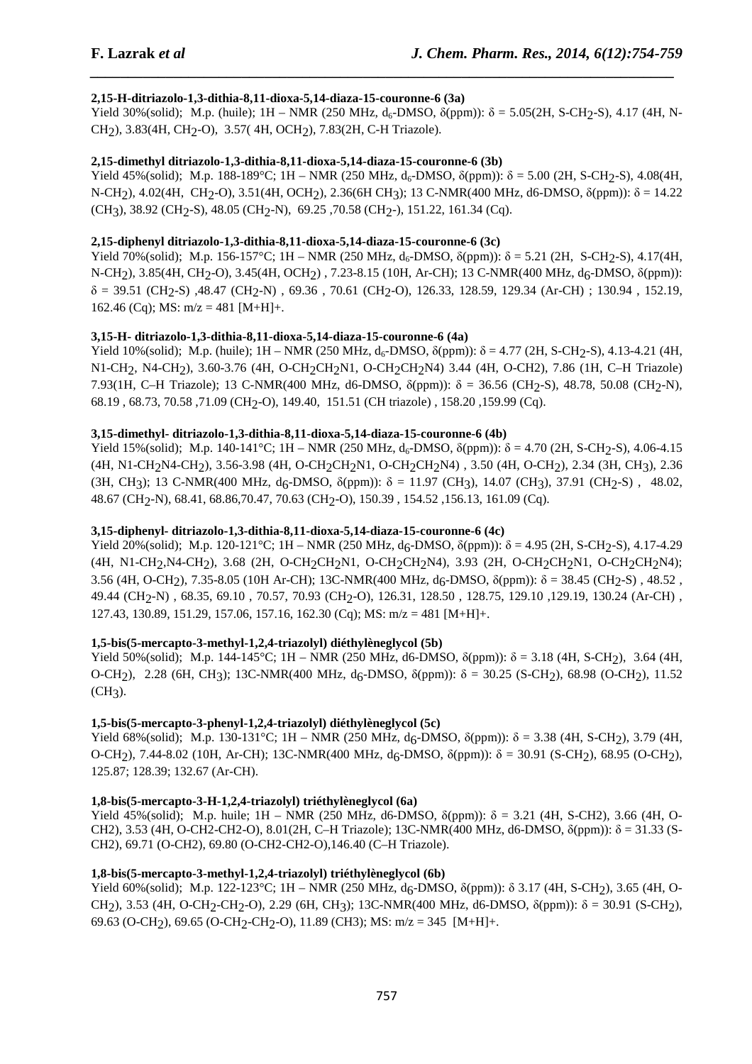**2,15-H-ditriazolo-1,3-dithia-8,11-dioxa-5,14-diaza-15-couronne-6 (3a)**

Yield 30%(solid); M.p. (huile); 1H – NMR (250 MHz, $d_6$-DMSO, δ(ppm)): δ = 5.05(2H, S-$CH_2$-S), 4.17 (4H, N-$CH_2$), 3.83(4H, $CH_2$-O), 3.57( 4H, $OCH_2$), 7.83(2H, C-H Triazole).

**2,15-dimethyl ditriazolo-1,3-dithia-8,11-dioxa-5,14-diaza-15-couronne-6 (3b)**

Yield 45%(solid); M.p. 188-189°C; 1H – NMR (250 MHz, $d_6$-DMSO, δ(ppm)): δ = 5.00 (2H, S-$CH_2$-S), 4.08(4H, N-$CH_2$), 4.02(4H, $CH_2$-O), 3.51(4H, $OCH_2$), 2.36(6H $CH_3$); 13 C-NMR(400 MHz, d6-DMSO, δ(ppm)): δ = 14.22 ($CH_3$), 38.92 ($CH_2$-S) ,48.05 ($CH_2$-N), 69.25 ,70.58 ($CH_2$-), 151.22, 161.34 (Cq).

**2,15-diphenyl ditriazolo-1,3-dithia-8,11-dioxa-5,14-diaza-15-couronne-6 (3c)**

Yield 70%(solid); M.p. 156-157°C; 1H – NMR (250 MHz, $d_6$-DMSO, δ(ppm)): δ = 5.21 (2H, S-$CH_2$-S), 4.17(4H, N-$CH_2$), 3.85(4H, $CH_2$-O), 3.45(4H, $OCH_2$) , 7.23-8.15 (10H, Ar-CH); 13 C-NMR(400 MHz, $d_6$-DMSO, δ(ppm)): δ = 39.51 ($CH_2$-S) ,48.47 ($CH_2$-N) , 69.36 , 70.61 ($CH_2$-O), 126.33, 128.59, 129.34 (Ar-CH) ; 130.94 , 152.19, 162.46 (Cq); MS: m/z = 481 [M+H]+.

**3,15-H- ditriazolo-1,3-dithia-8,11-dioxa-5,14-diaza-15-couronne-6 (4a)**

Yield 10%(solid); M.p. (huile); 1H – NMR (250 MHz, $d_6$-DMSO, δ(ppm)): δ = 4.77 (2H, S-$CH_2$-S), 4.13-4.21 (4H, N1-$CH_2$, N4-$CH_2$), 3.60-3.76 (4H, O-$CH_2CH_2$N1, O-$CH_2CH_2$N4) 3.44 (4H, O-CH2), 7.86 (1H, C–H Triazole) 7.93(1H, C–H Triazole); 13 C-NMR(400 MHz, d6-DMSO, δ(ppm)): δ = 36.56 ($CH_2$-S), 48.78, 50.08 ($CH_2$-N), 68.19 , 68.73, 70.58 ,71.09 ($CH_2$-O), 149.40, 151.51 (CH triazole) , 158.20 ,159.99 (Cq).

**3,15-dimethyl- ditriazolo-1,3-dithia-8,11-dioxa-5,14-diaza-15-couronne-6 (4b)**

Yield 15%(solid); M.p. 140-141°C; 1H – NMR (250 MHz, $d_6$-DMSO, δ(ppm)): δ = 4.70 (2H, S-$CH_2$-S), 4.06-4.15 (4H, N1-$CH_2$N4-$CH_2$), 3.56-3.98 (4H, O-$CH_2CH_2$N1, O-$CH_2CH_2$N4) , 3.50 (4H, O-$CH_2$), 2.34 (3H, $CH_3$), 2.36 (3H, $CH_3$); 13 C-NMR(400 MHz, $d_6$-DMSO, δ(ppm)): δ = 11.97 ($CH_3$), 14.07 ($CH_3$), 37.91 ($CH_2$-S) , 48.02, 48.67 ($CH_2$-N), 68.41, 68.86,70.47, 70.63 ($CH_2$-O), 150.39 , 154.52 ,156.13, 161.09 (Cq).

**3,15-diphenyl- ditriazolo-1,3-dithia-8,11-dioxa-5,14-diaza-15-couronne-6 (4c)**

Yield 20%(solid); M.p. 120-121°C; 1H – NMR (250 MHz, $d_6$-DMSO, δ(ppm)): δ = 4.95 (2H, S-$CH_2$-S), 4.17-4.29 (4H, N1-$CH_2$,N4-$CH_2$), 3.68 (2H, O-$CH_2CH_2$N1, O-$CH_2CH_2$N4), 3.93 (2H, O-$CH_2CH_2$N1, O-$CH_2CH_2$N4); 3.56 (4H, O-$CH_2$), 7.35-8.05 (10H Ar-CH); 13C-NMR(400 MHz, $d_6$-DMSO, δ(ppm)): δ = 38.45 ($CH_2$-S) , 48.52 , 49.44 ($CH_2$-N) , 68.35, 69.10 , 70.57, 70.93 ($CH_2$-O), 126.31, 128.50 , 128.75, 129.10 ,129.19, 130.24 (Ar-CH) , 127.43, 130.89, 151.29, 157.06, 157.16, 162.30 (Cq); MS: m/z = 481 [M+H]+.

**1,5-bis(5-mercapto-3-methyl-1,2,4-triazolyl) diéthylèneglycol (5b)**

Yield 50%(solid); M.p. 144-145°C; 1H – NMR (250 MHz, d6-DMSO, δ(ppm)): δ = 3.18 (4H, S-$CH_2$), 3.64 (4H, O-$CH_2$), 2.28 (6H, $CH_3$); 13C-NMR(400 MHz, $d_6$-DMSO, δ(ppm)): δ = 30.25 (S-$CH_2$), 68.98 (O-$CH_2$), 11.52 ($CH_3$).

**1,5-bis(5-mercapto-3-phenyl-1,2,4-triazolyl) diéthylèneglycol (5c)**

Yield 68%(solid); M.p. 130-131°C; 1H – NMR (250 MHz, $d_6$-DMSO, δ(ppm)): δ = 3.38 (4H, S-$CH_2$), 3.79 (4H, O-$CH_2$), 7.44-8.02 (10H, Ar-CH); 13C-NMR(400 MHz, $d_6$-DMSO, δ(ppm)): δ = 30.91 (S-$CH_2$), 68.95 (O-$CH_2$), 125.87; 128.39; 132.67 (Ar-CH).

**1,8-bis(5-mercapto-3-H-1,2,4-triazolyl) triéthylèneglycol (6a)**

Yield 45%(solid); M.p. huile; 1H – NMR (250 MHz, d6-DMSO, δ(ppm)): δ = 3.21 (4H, S-CH2), 3.66 (4H, O-CH2), 3.53 (4H, O-CH2-CH2-O), 8.01(2H, C–H Triazole); 13C-NMR(400 MHz, d6-DMSO, δ(ppm)): δ = 31.33 (S-CH2), 69.71 (O-CH2), 69.80 (O-CH2-CH2-O),146.40 (C–H Triazole).

**1,8-bis(5-mercapto-3-methyl-1,2,4-triazolyl) triéthylèneglycol (6b)**

Yield 60%(solid); M.p. 122-123°C; 1H – NMR (250 MHz, $d_6$-DMSO, δ(ppm)): δ 3.17 (4H, S-$CH_2$), 3.65 (4H, O-$CH_2$), 3.53 (4H, O-$CH_2$-$CH_2$-O), 2.29 (6H, $CH_3$); 13C-NMR(400 MHz, d6-DMSO, δ(ppm)): δ = 30.91 (S-$CH_2$), 69.63 (O-$CH_2$), 69.65 (O-$CH_2$-$CH_2$-O), 11.89 (CH3); MS: m/z = 345 [M+H]+.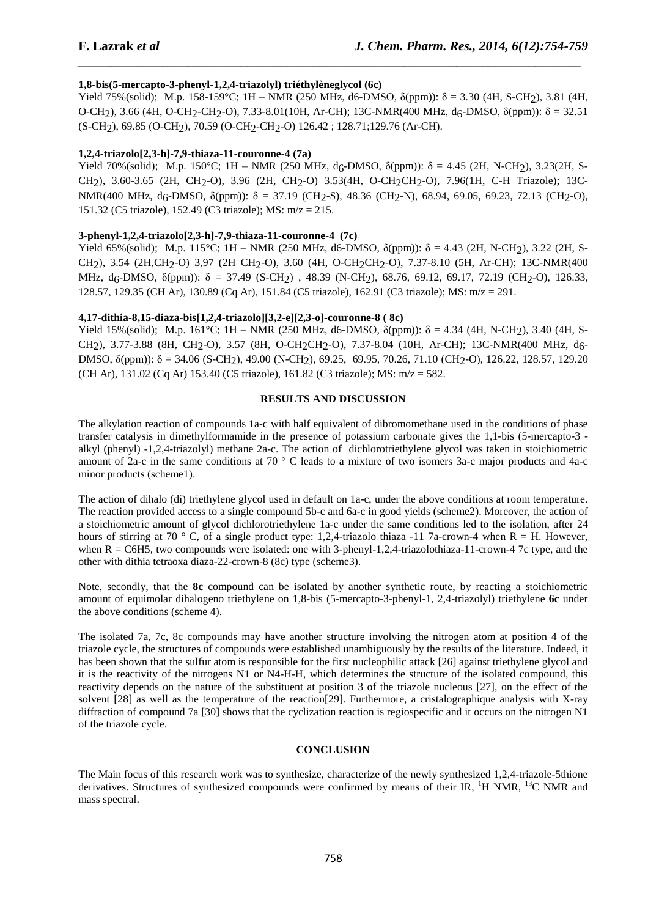**1,8-bis(5-mercapto-3-phenyl-1,2,4-triazolyl) triéthylèneglycol (6c)**

Yield 75%(solid); M.p. 158-159°C; 1H – NMR (250 MHz, d6-DMSO, δ(ppm)): δ = 3.30 (4H, S-$CH_2$), 3.81 (4H, O-$CH_2$), 3.66 (4H, O-$CH_2$-$CH_2$-O), 7.33-8.01(10H, Ar-CH); 13C-NMR(400 MHz, $d_6$-DMSO, δ(ppm)): δ = 32.51 (S-$CH_2$), 69.85 (O-$CH_2$), 70.59 (O-$CH_2$-$CH_2$-O) 126.42 ; 128.71;129.76 (Ar-CH).

**1,2,4-triazolo[2,3-h]-7,9-thiaza-11-couronne-4 (7a)**

Yield 70%(solid); M.p. 150°C; 1H – NMR (250 MHz, $d_6$-DMSO, δ(ppm)): δ = 4.45 (2H, N-$CH_2$), 3.23(2H, S-$CH_2$), 3.60-3.65 (2H, $CH_2$-O), 3.96 (2H, $CH_2$-O) 3.53(4H, O-$CH_2CH_2$-O), 7.96(1H, C-H Triazole); 13C-NMR(400 MHz, $d_6$-DMSO, δ(ppm)): δ = 37.19 ($CH_2$-S), 48.36 ($CH_2$-N), 68.94, 69.05, 69.23, 72.13 ($CH_2$-O), 151.32 (C5 triazole), 152.49 (C3 triazole); MS: m/z = 215.

**3-phenyl-1,2,4-triazolo[2,3-h]-7,9-thiaza-11-couronne-4 (7c)**

Yield 65%(solid); M.p. 115°C; 1H – NMR (250 MHz, d6-DMSO, δ(ppm)): δ = 4.43 (2H, N-$CH_2$), 3.22 (2H, S-$CH_2$), 3.54 (2H,$CH_2$-O) 3,97 (2H $CH_2$-O), 3.60 (4H, O-$CH_2CH_2$-O), 7.37-8.10 (5H, Ar-CH); 13C-NMR(400 MHz, $d_6$-DMSO, δ(ppm)): δ = 37.49 (S-$CH_2$) , 48.39 (N-$CH_2$), 68.76, 69.12, 69.17, 72.19 ($CH_2$-O), 126.33, 128.57, 129.35 (CH Ar), 130.89 (Cq Ar), 151.84 (C5 triazole), 162.91 (C3 triazole); MS: m/z = 291.

**4,17-dithia-8,15-diaza-bis[1,2,4-triazolo][3,2-e][2,3-o]-couronne-8 ( 8c)**

Yield 15%(solid); M.p. 161°C; 1H – NMR (250 MHz, d6-DMSO, δ(ppm)): δ = 4.34 (4H, N-$CH_2$), 3.40 (4H, S-$CH_2$), 3.77-3.88 (8H, $CH_2$-O), 3.57 (8H, O-$CH_2CH_2$-O), 7.37-8.04 (10H, Ar-CH); 13C-NMR(400 MHz, $d_6$-DMSO, δ(ppm)): δ = 34.06 (S-$CH_2$), 49.00 (N-$CH_2$), 69.25, 69.95, 70.26, 71.10 ($CH_2$-O), 126.22, 128.57, 129.20 (CH Ar), 131.02 (Cq Ar) 153.40 (C5 triazole), 161.82 (C3 triazole); MS: m/z = 582.

## RESULTS AND DISCUSSION

The alkylation reaction of compounds 1a-c with half equivalent of dibromomethane used in the conditions of phase transfer catalysis in dimethylformamide in the presence of potassium carbonate gives the 1,1-bis (5-mercapto-3 - alkyl (phenyl) -1,2,4-triazolyl) methane 2a-c. The action of dichlorotriethylene glycol was taken in stoichiometric amount of 2a-c in the same conditions at 70 ° C leads to a mixture of two isomers 3a-c major products and 4a-c minor products (scheme1).

The action of dihalo (di) triethylene glycol used in default on 1a-c, under the above conditions at room temperature. The reaction provided access to a single compound 5b-c and 6a-c in good yields (scheme2). Moreover, the action of a stoichiometric amount of glycol dichlorotriethylene 1a-c under the same conditions led to the isolation, after 24 hours of stirring at 70 ° C, of a single product type: 1,2,4-triazolo thiaza -11 7a-crown-4 when R = H. However, when R = C6H5, two compounds were isolated: one with 3-phenyl-1,2,4-triazolothiaza-11-crown-4 7c type, and the other with dithia tetraoxa diaza-22-crown-8 (8c) type (scheme3).

Note, secondly, that the **8c** compound can be isolated by another synthetic route, by reacting a stoichiometric amount of equimolar dihalogeno triethylene on 1,8-bis (5-mercapto-3-phenyl-1, 2,4-triazolyl) triethylene **6c** under the above conditions (scheme 4).

The isolated 7a, 7c, 8c compounds may have another structure involving the nitrogen atom at position 4 of the triazole cycle, the structures of compounds were established unambiguously by the results of the literature. Indeed, it has been shown that the sulfur atom is responsible for the first nucleophilic attack [26] against triethylene glycol and it is the reactivity of the nitrogens N1 or N4-H-H, which determines the structure of the isolated compound, this reactivity depends on the nature of the substituent at position 3 of the triazole nucleous [27], on the effect of the solvent [28] as well as the temperature of the reaction[29]. Furthermore, a cristalographique analysis with X-ray diffraction of compound 7a [30] shows that the cyclization reaction is regiospecific and it occurs on the nitrogen N1 of the triazole cycle.

## CONCLUSION

The Main focus of this research work was to synthesize, characterize of the newly synthesized 1,2,4-triazole-5thione derivatives. Structures of synthesized compounds were confirmed by means of their IR, [1]H NMR, [13]C NMR and mass spectral.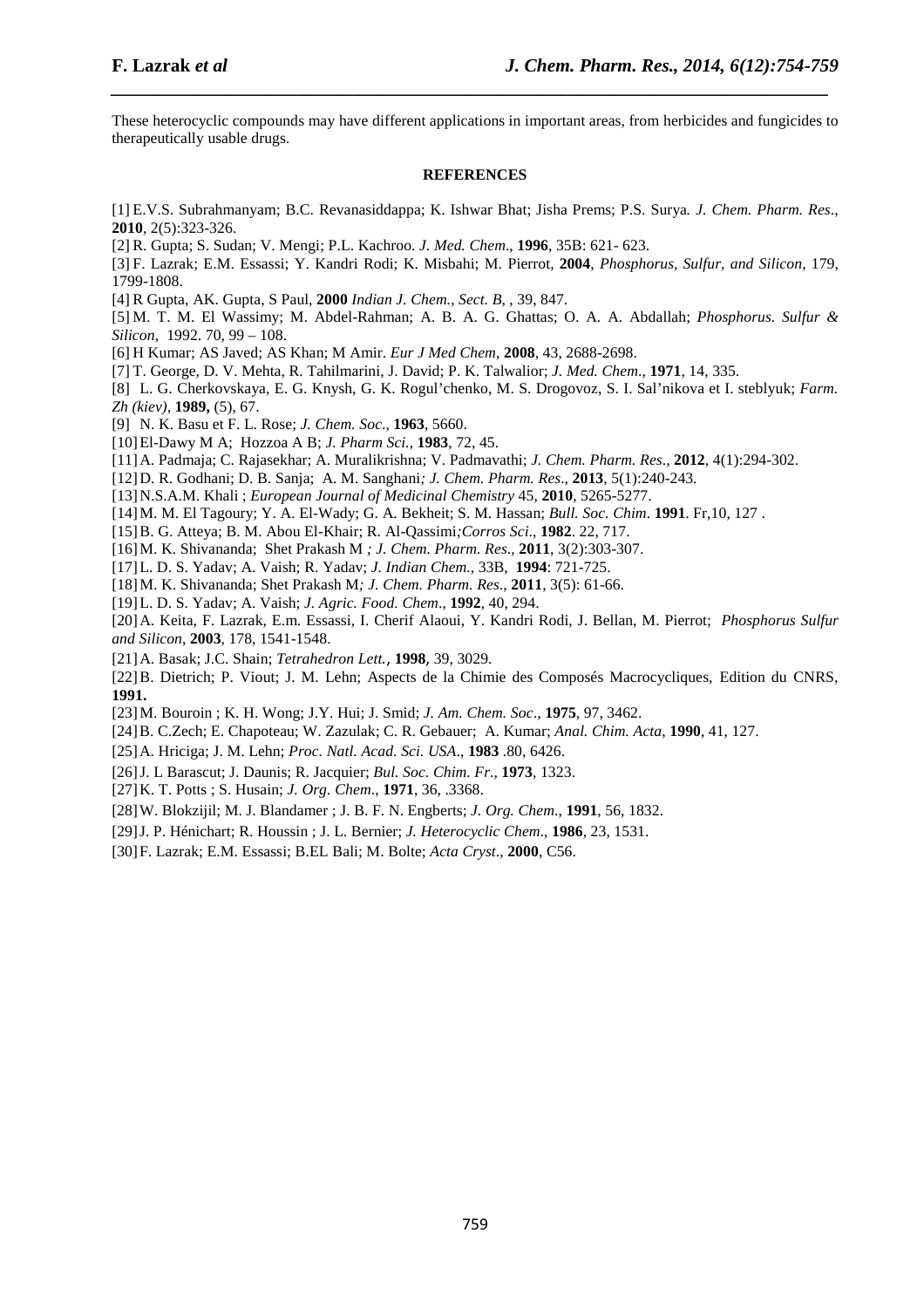These heterocyclic compounds may have different applications in important areas, from herbicides and fungicides to therapeutically usable drugs.

## REFERENCES

[1] E.V.S. Subrahmanyam; B.C. Revanasiddappa; K. Ishwar Bhat; Jisha Prems; P.S. Surya. *J. Chem. Pharm. Res*., **2010**, 2(5):323-326.

[2] R. Gupta; S. Sudan; V. Mengi; P.L. Kachroo. *J. Med. Chem*., **1996**, 35B: 621- 623.

[3] F. Lazrak; E.M. Essassi; Y. Kandri Rodi; K. Misbahi; M. Pierrot, **2004**, *Phosphorus, Sulfur, and Silicon*, 179, 1799-1808.

[4] R Gupta, AK. Gupta, S Paul, **2000** *Indian J. Chem., Sect. B*, , 39, 847.

[5] M. T. M. El Wassimy; M. Abdel-Rahman; A. B. A. G. Ghattas; O. A. A. Abdallah; *Phosphorus. Sulfur & Silicon*, 1992. 70, 99 – 108.

[6] H Kumar; AS Javed; AS Khan; M Amir. *Eur J Med Chem*, **2008**, 43, 2688-2698.

[7] T. George, D. V. Mehta, R. Tahilmarini, J. David; P. K. Talwalior; *J. Med. Chem*., **1971**, 14, 335.

[8] L. G. Cherkovskaya, E. G. Knysh, G. K. Rogul'chenko, M. S. Drogovoz, S. I. Sal'nikova et I. steblyuk; *Farm. Zh (kiev)*, **1989,** (5), 67.

[9] N. K. Basu et F. L. Rose; *J. Chem. Soc*., **1963**, 5660.

[10] El-Dawy M A; Hozzoa A B; *J. Pharm Sci.*, **1983**, 72, 45.

[11] A. Padmaja; C. Rajasekhar; A. Muralikrishna; V. Padmavathi; *J. Chem. Pharm. Res*., **2012**, 4(1):294-302.

[12] D. R. Godhani; D. B. Sanja; A. M. Sanghani*; J. Chem. Pharm. Res*., **2013**, 5(1):240-243.

[13] N.S.A.M. Khali ; *European Journal of Medicinal Chemistry* 45, **2010**, 5265-5277.

[14] M. M. El Tagoury; Y. A. El-Wady; G. A. Bekheit; S. M. Hassan; *Bull. Soc. Chim*. **1991**. Fr,10, 127 .

[15] B. G. Atteya; B. M. Abou El-Khair; R. Al-Qassimi*;Corros Sci*., **1982**. 22, 717.

[16] M. K. Shivananda; Shet Prakash M *; J. Chem. Pharm. Res*., **2011**, 3(2):303-307.

[17] L. D. S. Yadav; A. Vaish; R. Yadav; *J. Indian Chem.,* 33B, **1994**: 721-725.

[18] M. K. Shivananda; Shet Prakash M*; J. Chem. Pharm. Res*., **2011**, 3(5): 61-66.

[19] L. D. S. Yadav; A. Vaish; *J. Agric. Food. Chem*., **1992**, 40, 294.

[20] A. Keita, F. Lazrak, E.m. Essassi, I. Cherif Alaoui, Y. Kandri Rodi, J. Bellan, M. Pierrot; *Phosphorus Sulfur and Silicon*, **2003**, 178, 1541-1548.

[21] A. Basak; J.C. Shain; *Tetrahedron Lett.*, **1998***,* 39, 3029.

[22] B. Dietrich; P. Viout; J. M. Lehn; Aspects de la Chimie des Composés Macrocycliques, Edition du CNRS, **1991.**

[23] M. Bouroin ; K. H. Wong; J.Y. Hui; J. Smid; *J. Am. Chem. Soc*., **1975**, 97, 3462.

[24] B. C.Zech; E. Chapoteau; W. Zazulak; C. R. Gebauer; A. Kumar; *Anal. Chim. Acta*, **1990**, 41, 127.

[25] A. Hriciga; J. M. Lehn; *Proc. Natl. Acad. Sci. USA*., **1983** .80, 6426.

[26] J. L Barascut; J. Daunis; R. Jacquier; *Bul. Soc. Chim. Fr*., **1973**, 1323.

[27] K. T. Potts ; S. Husain; *J. Org. Chem*., **1971**, 36, .3368.

[28] W. Blokzijil; M. J. Blandamer ; J. B. F. N. Engberts; *J. Org. Chem*., **1991**, 56, 1832.

[29] J. P. Hénichart; R. Houssin ; J. L. Bernier; *J. Heterocyclic Chem*., **1986**, 23, 1531.

[30] F. Lazrak; E.M. Essassi; B.EL Bali; M. Bolte; *Acta Cryst*., **2000**, C56.